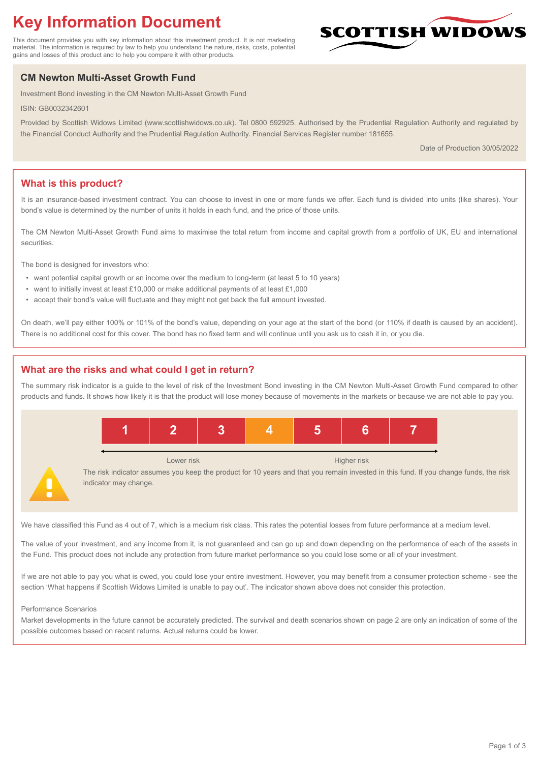# Key Information Document

This document provides you with key information about this investment product. It is not marketing material. The information is required by law to help you understand the nature, risks, costs, potential gains and losses of this product and to help you compare it with other products.

SCOTTISH WIDOWS

## CM Newton Multi-Asset Growth Fund

Investment Bond investing in the CM Newton Multi-Asset Growth Fund

ISIN: GB0032342601

Provided by Scottish Widows Limited (www.scottishwidows.co.uk). Tel 0800 592925. Authorised by the Prudential Regulation Authority and regulated by the Financial Conduct Authority and the Prudential Regulation Authority. Financial Services Register number 181655.

Date of Production 30/05/2022

## What is this product?

It is an insurance-based investment contract. You can choose to invest in one or more funds we offer. Each fund is divided into units (like shares). Your bond's value is determined by the number of units it holds in each fund, and the price of those units.

The CM Newton Multi-Asset Growth Fund aims to maximise the total return from income and capital growth from a portfolio of UK, EU and international securities.

The bond is designed for investors who:

- want potential capital growth or an income over the medium to long-term (at least 5 to 10 years)
- want to initially invest at least £10,000 or make additional payments of at least £1,000
- accept their bond's value will fluctuate and they might not get back the full amount invested.

On death, we'll pay either 100% or 101% of the bond's value, depending on your age at the start of the bond (or 110% if death is caused by an accident). There is no additional cost for this cover. The bond has no fixed term and will continue until you ask us to cash it in, or you die.

## What are the risks and what could I get in return?

The summary risk indicator is a guide to the level of risk of the Investment Bond investing in the CM Newton Multi-Asset Growth Fund compared to other products and funds. It shows how likely it is that the product will lose money because of movements in the markets or because we are not able to pay you.

| 1 | 2 | 3 | **4** | 5 | 6 | 7 |
|---|---|---|---|---|---|---|

Lower risk ← → Higher risk

The risk indicator assumes you keep the product for 10 years and that you remain invested in this fund. If you change funds, the risk indicator may change.

We have classified this Fund as 4 out of 7, which is a medium risk class. This rates the potential losses from future performance at a medium level.

The value of your investment, and any income from it, is not guaranteed and can go up and down depending on the performance of each of the assets in the Fund. This product does not include any protection from future market performance so you could lose some or all of your investment.

If we are not able to pay you what is owed, you could lose your entire investment. However, you may benefit from a consumer protection scheme - see the section 'What happens if Scottish Widows Limited is unable to pay out'. The indicator shown above does not consider this protection.

Performance Scenarios

Market developments in the future cannot be accurately predicted. The survival and death scenarios shown on page 2 are only an indication of some of the possible outcomes based on recent returns. Actual returns could be lower.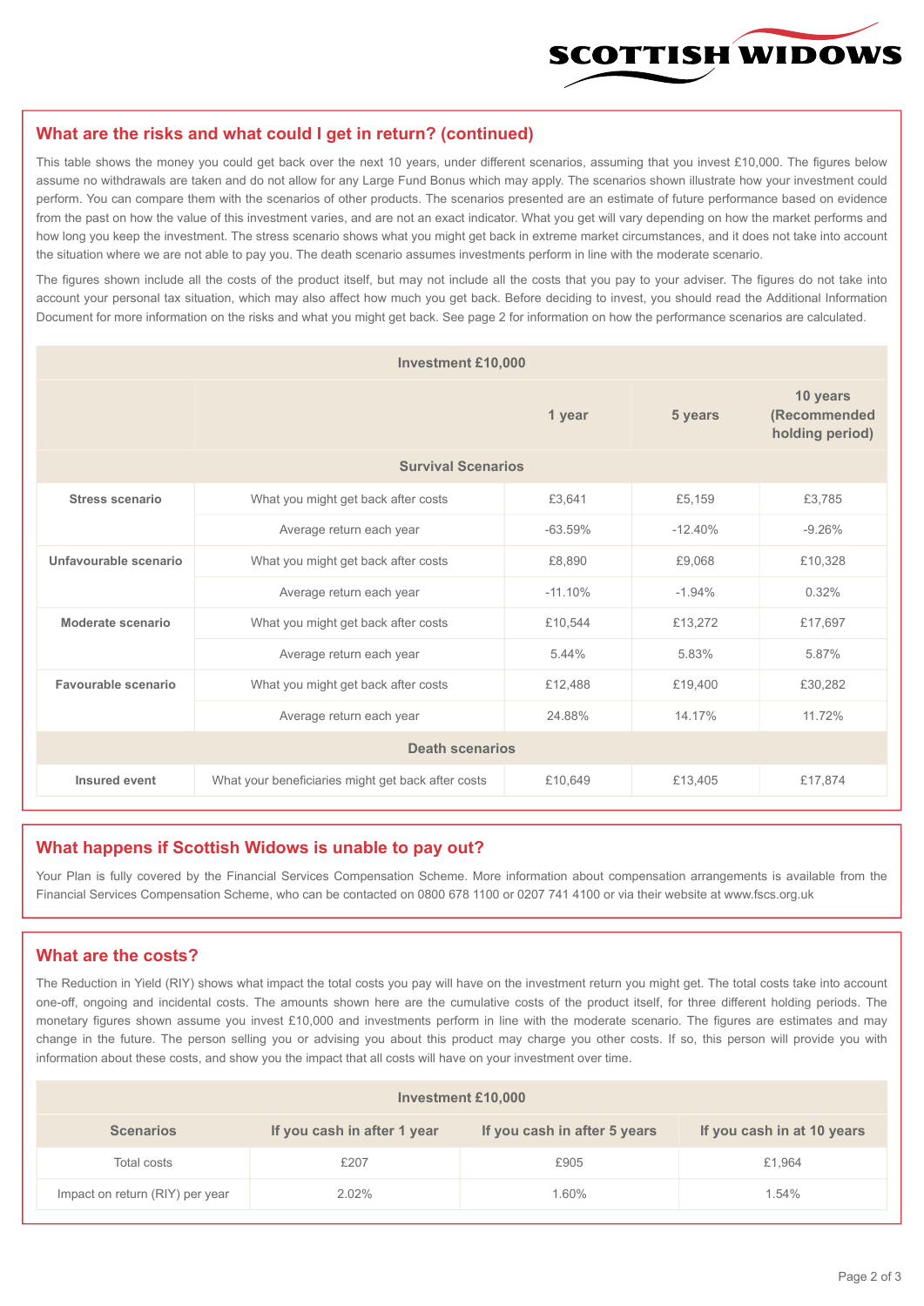## What are the risks and what could I get in return? (continued)

This table shows the money you could get back over the next 10 years, under different scenarios, assuming that you invest £10,000. The figures below assume no withdrawals are taken and do not allow for any Large Fund Bonus which may apply. The scenarios shown illustrate how your investment could perform. You can compare them with the scenarios of other products. The scenarios presented are an estimate of future performance based on evidence from the past on how the value of this investment varies, and are not an exact indicator. What you get will vary depending on how the market performs and how long you keep the investment. The stress scenario shows what you might get back in extreme market circumstances, and it does not take into account the situation where we are not able to pay you. The death scenario assumes investments perform in line with the moderate scenario.

The figures shown include all the costs of the product itself, but may not include all the costs that you pay to your adviser. The figures do not take into account your personal tax situation, which may also affect how much you get back. Before deciding to invest, you should read the Additional Information Document for more information on the risks and what you might get back. See page 2 for information on how the performance scenarios are calculated.

| Investment £10,000 | | | | |
|---|---|---|---|---|
| | | 1 year | 5 years | 10 years (Recommended holding period) |
| **Survival Scenarios** | | | | |
| **Stress scenario** | What you might get back after costs | £3,641 | £5,159 | £3,785 |
| | Average return each year | -63.59% | -12.40% | -9.26% |
| **Unfavourable scenario** | What you might get back after costs | £8,890 | £9,068 | £10,328 |
| | Average return each year | -11.10% | -1.94% | 0.32% |
| **Moderate scenario** | What you might get back after costs | £10,544 | £13,272 | £17,697 |
| | Average return each year | 5.44% | 5.83% | 5.87% |
| **Favourable scenario** | What you might get back after costs | £12,488 | £19,400 | £30,282 |
| | Average return each year | 24.88% | 14.17% | 11.72% |
| **Death scenarios** | | | | |
| **Insured event** | What your beneficiaries might get back after costs | £10,649 | £13,405 | £17,874 |

## What happens if Scottish Widows is unable to pay out?

Your Plan is fully covered by the Financial Services Compensation Scheme. More information about compensation arrangements is available from the Financial Services Compensation Scheme, who can be contacted on 0800 678 1100 or 0207 741 4100 or via their website at www.fscs.org.uk

## What are the costs?

The Reduction in Yield (RIY) shows what impact the total costs you pay will have on the investment return you might get. The total costs take into account one-off, ongoing and incidental costs. The amounts shown here are the cumulative costs of the product itself, for three different holding periods. The monetary figures shown assume you invest £10,000 and investments perform in line with the moderate scenario. The figures are estimates and may change in the future. The person selling you or advising you about this product may charge you other costs. If so, this person will provide you with information about these costs, and show you the impact that all costs will have on your investment over time.

| Investment £10,000 | | | |
|---|---|---|---|
| **Scenarios** | **If you cash in after 1 year** | **If you cash in after 5 years** | **If you cash in at 10 years** |
| Total costs | £207 | £905 | £1,964 |
| Impact on return (RIY) per year | 2.02% | 1.60% | 1.54% |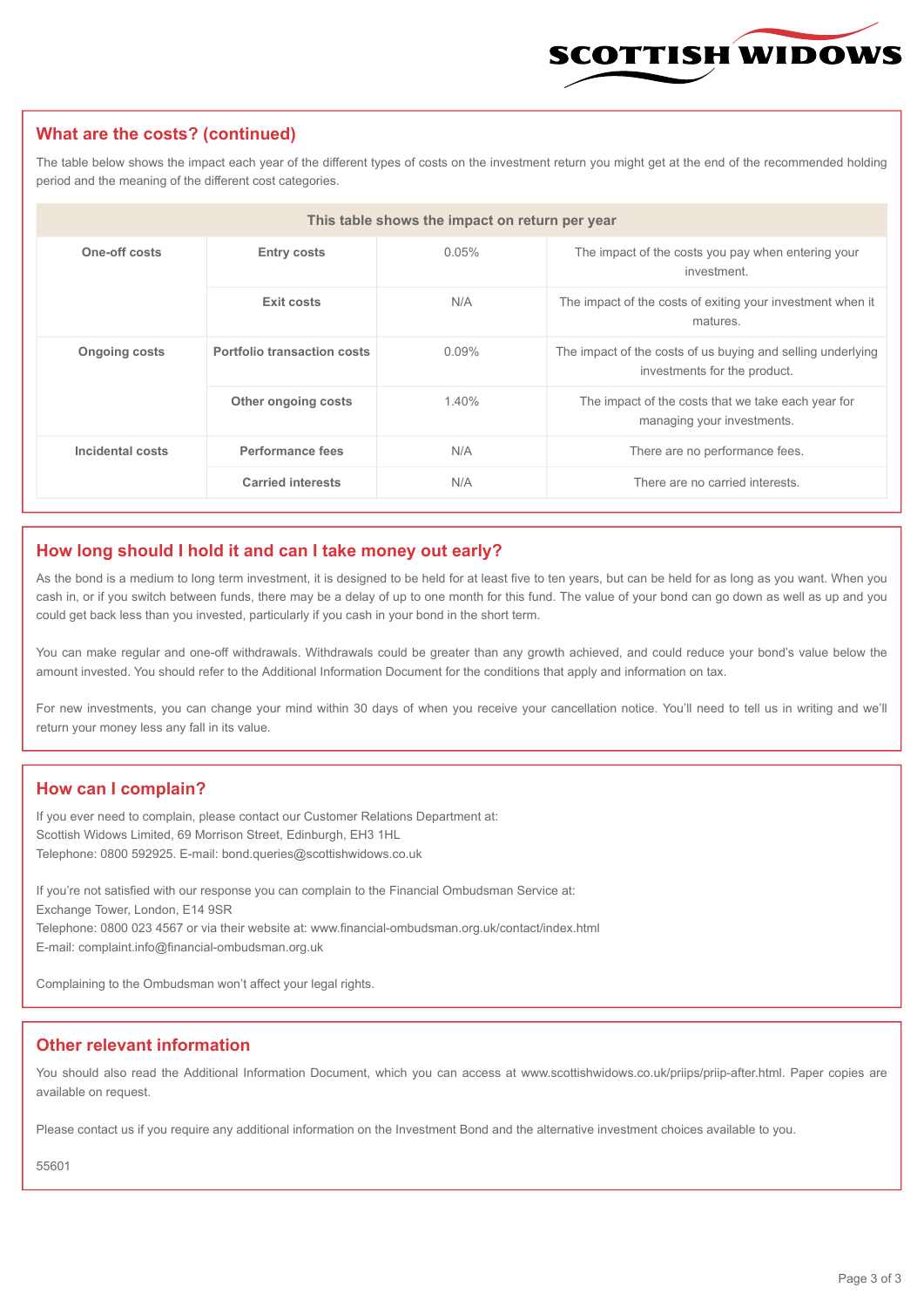## What are the costs? (continued)

The table below shows the impact each year of the different types of costs on the investment return you might get at the end of the recommended holding period and the meaning of the different cost categories.

| This table shows the impact on return per year | | | |
|---|---|---|---|
| **One-off costs** | **Entry costs** | 0.05% | The impact of the costs you pay when entering your investment. |
| | **Exit costs** | N/A | The impact of the costs of exiting your investment when it matures. |
| **Ongoing costs** | **Portfolio transaction costs** | 0.09% | The impact of the costs of us buying and selling underlying investments for the product. |
| | **Other ongoing costs** | 1.40% | The impact of the costs that we take each year for managing your investments. |
| **Incidental costs** | **Performance fees** | N/A | There are no performance fees. |
| | **Carried interests** | N/A | There are no carried interests. |

## How long should I hold it and can I take money out early?

As the bond is a medium to long term investment, it is designed to be held for at least five to ten years, but can be held for as long as you want. When you cash in, or if you switch between funds, there may be a delay of up to one month for this fund. The value of your bond can go down as well as up and you could get back less than you invested, particularly if you cash in your bond in the short term.

You can make regular and one-off withdrawals. Withdrawals could be greater than any growth achieved, and could reduce your bond's value below the amount invested. You should refer to the Additional Information Document for the conditions that apply and information on tax.

For new investments, you can change your mind within 30 days of when you receive your cancellation notice. You'll need to tell us in writing and we'll return your money less any fall in its value.

## How can I complain?

If you ever need to complain, please contact our Customer Relations Department at:
Scottish Widows Limited, 69 Morrison Street, Edinburgh, EH3 1HL
Telephone: 0800 592925. E-mail: bond.queries@scottishwidows.co.uk

If you're not satisfied with our response you can complain to the Financial Ombudsman Service at:
Exchange Tower, London, E14 9SR
Telephone: 0800 023 4567 or via their website at: www.financial-ombudsman.org.uk/contact/index.html
E-mail: complaint.info@financial-ombudsman.org.uk

Complaining to the Ombudsman won't affect your legal rights.

## Other relevant information

You should also read the Additional Information Document, which you can access at www.scottishwidows.co.uk/priips/priip-after.html. Paper copies are available on request.

Please contact us if you require any additional information on the Investment Bond and the alternative investment choices available to you.

55601